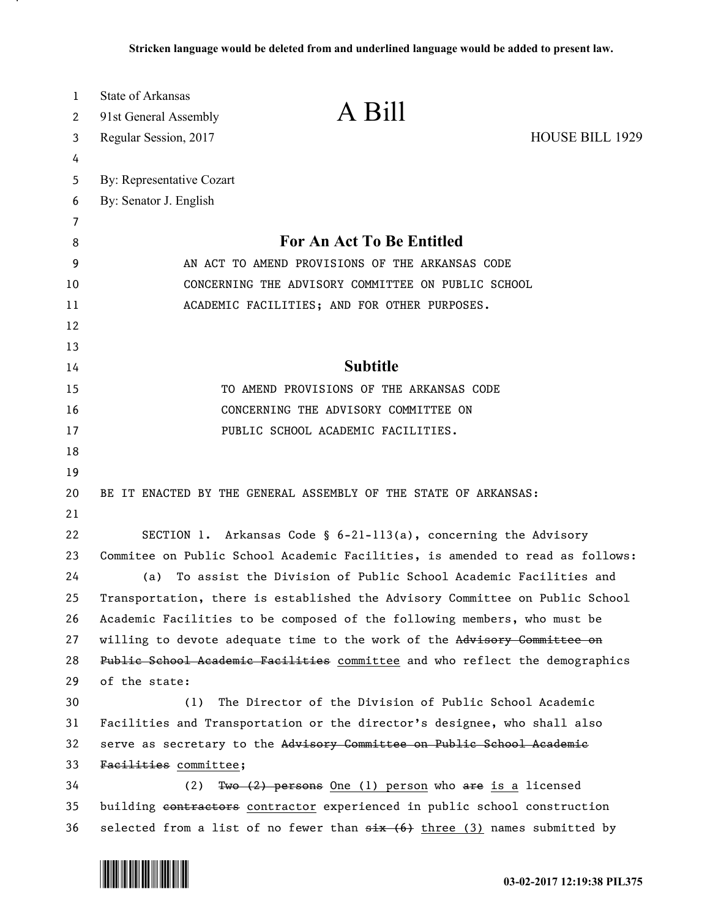**Stricken language would be deleted from and underlined language would be added to present law.**

State of Arkansas
91st General Assembly
Regular Session, 2017

# A Bill

HOUSE BILL 1929

By: Representative Cozart
By: Senator J. English

## For An Act To Be Entitled

AN ACT TO AMEND PROVISIONS OF THE ARKANSAS CODE CONCERNING THE ADVISORY COMMITTEE ON PUBLIC SCHOOL ACADEMIC FACILITIES; AND FOR OTHER PURPOSES.

## Subtitle

TO AMEND PROVISIONS OF THE ARKANSAS CODE CONCERNING THE ADVISORY COMMITTEE ON PUBLIC SCHOOL ACADEMIC FACILITIES.

BE IT ENACTED BY THE GENERAL ASSEMBLY OF THE STATE OF ARKANSAS:

SECTION 1. Arkansas Code § 6-21-113(a), concerning the Advisory Commitee on Public School Academic Facilities, is amended to read as follows:

(a) To assist the Division of Public School Academic Facilities and Transportation, there is established the Advisory Committee on Public School Academic Facilities to be composed of the following members, who must be willing to devote adequate time to the work of the ~~Advisory Committee on Public School Academic Facilities~~ <u>committee</u> and who reflect the demographics of the state:

(1) The Director of the Division of Public School Academic Facilities and Transportation or the director's designee, who shall also serve as secretary to the ~~Advisory Committee on Public School Academic Facilities~~ <u>committee</u>;

(2) ~~Two (2) persons~~ <u>One (1) person</u> who ~~are~~ <u>is a</u> licensed building ~~contractors~~ <u>contractor</u> experienced in public school construction selected from a list of no fewer than ~~six (6)~~ <u>three (3)</u> names submitted by

03-02-2017 12:19:38 PIL375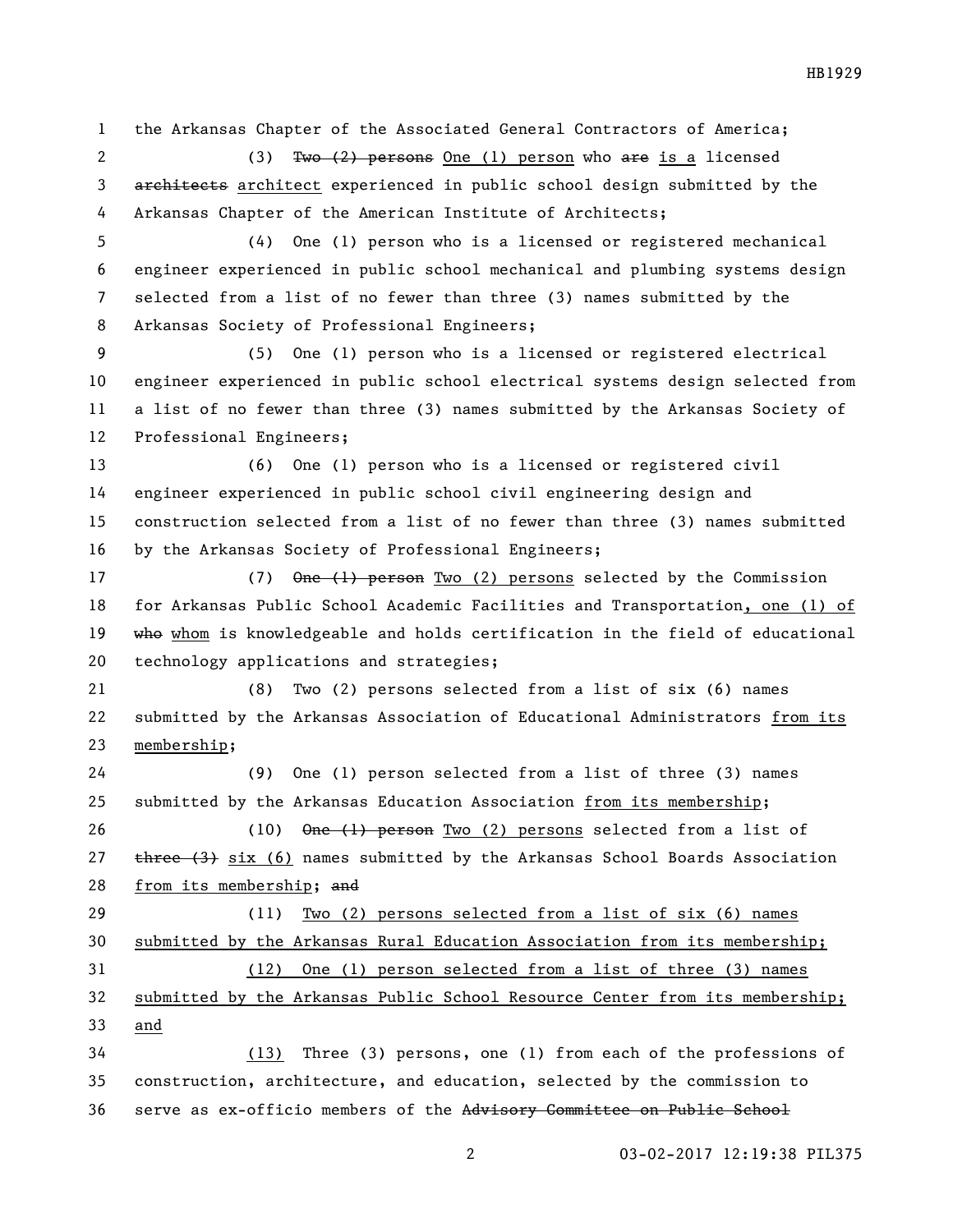the Arkansas Chapter of the Associated General Contractors of America;

(3) ~~Two (2) persons~~ One (1) person who ~~are~~ is a licensed ~~architects~~ architect experienced in public school design submitted by the Arkansas Chapter of the American Institute of Architects;

(4) One (1) person who is a licensed or registered mechanical engineer experienced in public school mechanical and plumbing systems design selected from a list of no fewer than three (3) names submitted by the Arkansas Society of Professional Engineers;

(5) One (1) person who is a licensed or registered electrical engineer experienced in public school electrical systems design selected from a list of no fewer than three (3) names submitted by the Arkansas Society of Professional Engineers;

(6) One (1) person who is a licensed or registered civil engineer experienced in public school civil engineering design and construction selected from a list of no fewer than three (3) names submitted by the Arkansas Society of Professional Engineers;

(7) ~~One (1) person~~ Two (2) persons selected by the Commission for Arkansas Public School Academic Facilities and Transportation, one (1) of ~~who~~ whom is knowledgeable and holds certification in the field of educational technology applications and strategies;

(8) Two (2) persons selected from a list of six (6) names submitted by the Arkansas Association of Educational Administrators from its membership;

(9) One (1) person selected from a list of three (3) names submitted by the Arkansas Education Association from its membership;

(10) ~~One (1) person~~ Two (2) persons selected from a list of ~~three (3)~~ six (6) names submitted by the Arkansas School Boards Association from its membership; ~~and~~

(11) Two (2) persons selected from a list of six (6) names submitted by the Arkansas Rural Education Association from its membership;

(12) One (1) person selected from a list of three (3) names submitted by the Arkansas Public School Resource Center from its membership; and

(13) Three (3) persons, one (1) from each of the professions of construction, architecture, and education, selected by the commission to serve as ex-officio members of the ~~Advisory Committee on Public School~~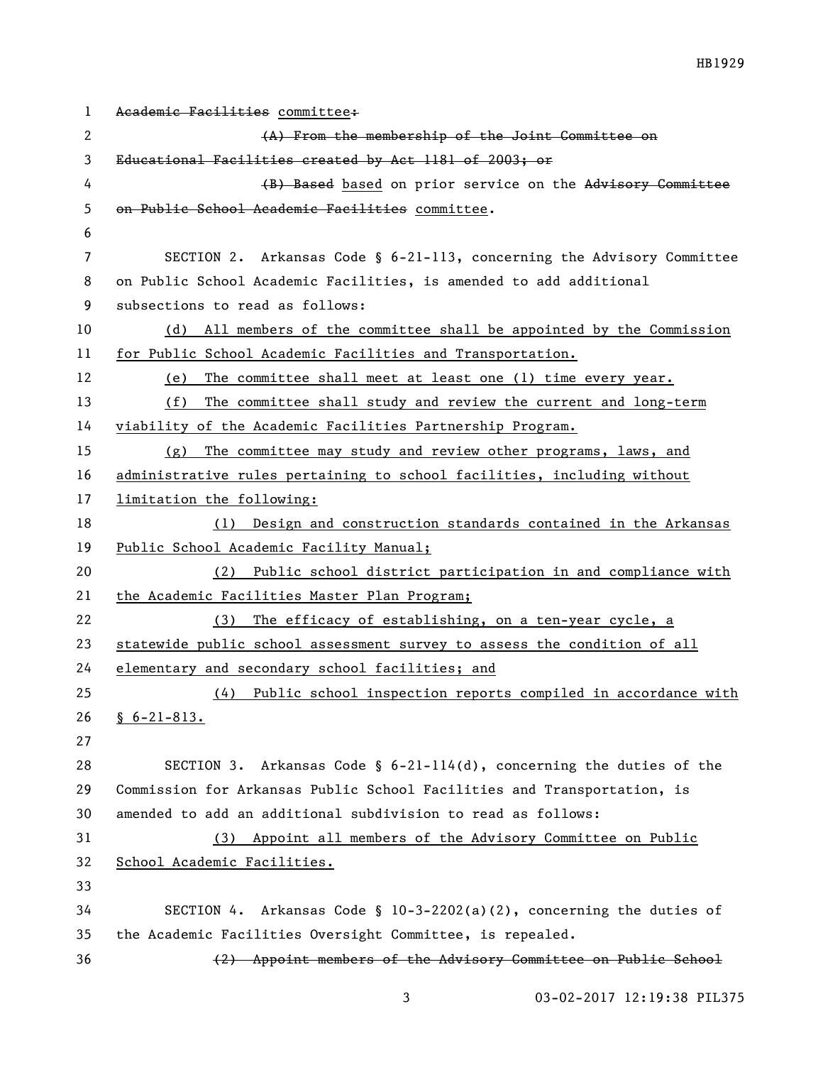~~Academic Facilities~~ committee~~:~~

~~(A) From the membership of the Joint Committee on Educational Facilities created by Act 1181 of 2003; or~~

~~(B) Based~~ based on prior service on the ~~Advisory Committee on Public School Academic Facilities~~ committee.

SECTION 2. Arkansas Code § 6-21-113, concerning the Advisory Committee on Public School Academic Facilities, is amended to add additional subsections to read as follows:

(d) All members of the committee shall be appointed by the Commission for Public School Academic Facilities and Transportation.

(e) The committee shall meet at least one (1) time every year.

(f) The committee shall study and review the current and long-term viability of the Academic Facilities Partnership Program.

(g) The committee may study and review other programs, laws, and administrative rules pertaining to school facilities, including without limitation the following:

(1) Design and construction standards contained in the Arkansas Public School Academic Facility Manual;

(2) Public school district participation in and compliance with the Academic Facilities Master Plan Program;

(3) The efficacy of establishing, on a ten-year cycle, a statewide public school assessment survey to assess the condition of all elementary and secondary school facilities; and

(4) Public school inspection reports compiled in accordance with § 6-21-813.

SECTION 3. Arkansas Code § 6-21-114(d), concerning the duties of the Commission for Arkansas Public School Facilities and Transportation, is amended to add an additional subdivision to read as follows:

(3) Appoint all members of the Advisory Committee on Public School Academic Facilities.

SECTION 4. Arkansas Code § 10-3-2202(a)(2), concerning the duties of the Academic Facilities Oversight Committee, is repealed.

~~(2) Appoint members of the Advisory Committee on Public School~~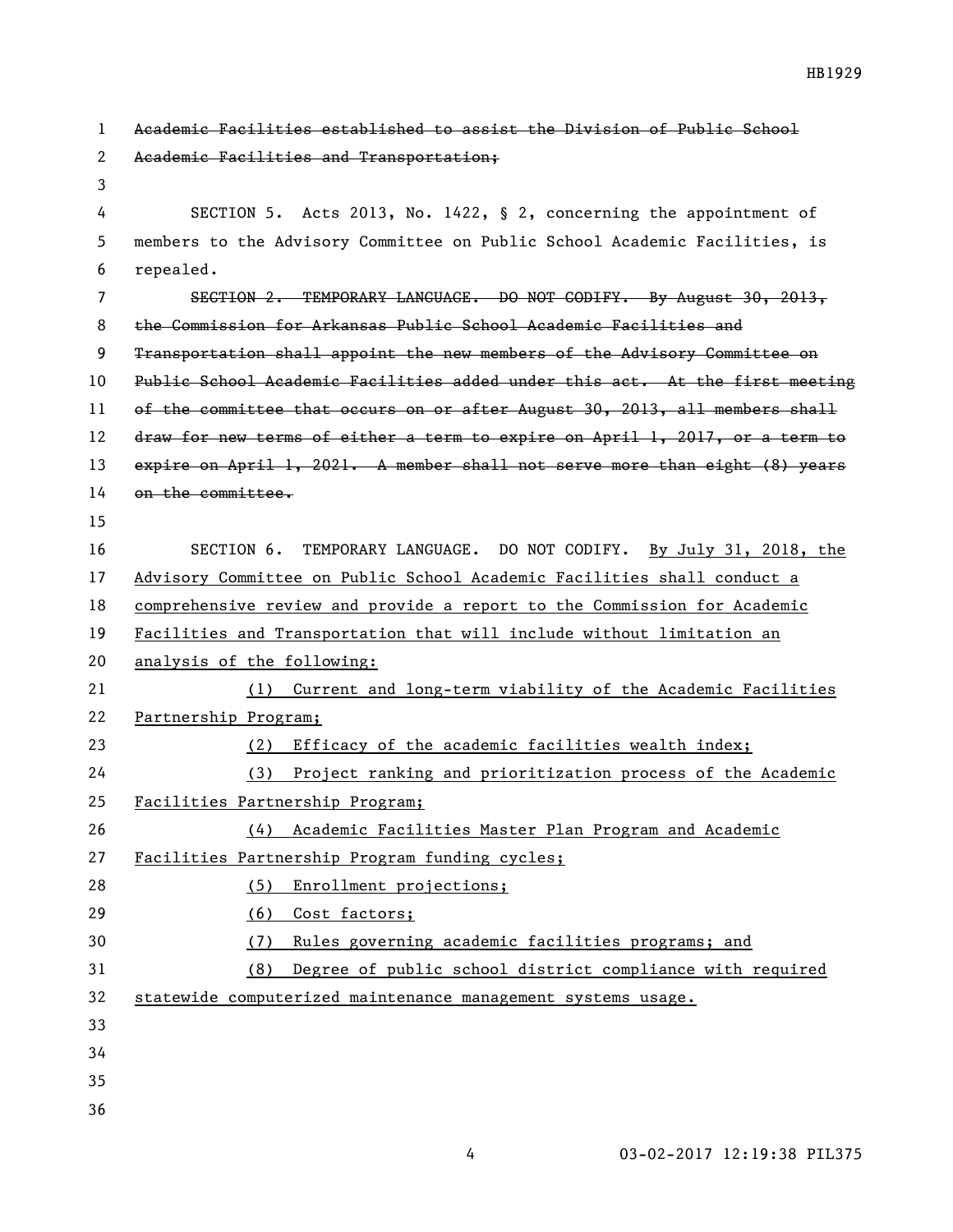~~Academic Facilities established to assist the Division of Public School Academic Facilities and Transportation;~~

SECTION 5. Acts 2013, No. 1422, § 2, concerning the appointment of members to the Advisory Committee on Public School Academic Facilities, is repealed.

~~SECTION 2. TEMPORARY LANGUAGE. DO NOT CODIFY. By August 30, 2013, the Commission for Arkansas Public School Academic Facilities and Transportation shall appoint the new members of the Advisory Committee on Public School Academic Facilities added under this act. At the first meeting of the committee that occurs on or after August 30, 2013, all members shall draw for new terms of either a term to expire on April 1, 2017, or a term to expire on April 1, 2021. A member shall not serve more than eight (8) years on the committee.~~

SECTION 6. TEMPORARY LANGUAGE. DO NOT CODIFY. By July 31, 2018, the Advisory Committee on Public School Academic Facilities shall conduct a comprehensive review and provide a report to the Commission for Academic Facilities and Transportation that will include without limitation an analysis of the following:

(1) Current and long-term viability of the Academic Facilities Partnership Program;

(2) Efficacy of the academic facilities wealth index;

(3) Project ranking and prioritization process of the Academic Facilities Partnership Program;

(4) Academic Facilities Master Plan Program and Academic Facilities Partnership Program funding cycles;

(5) Enrollment projections;

(6) Cost factors;

(7) Rules governing academic facilities programs; and

(8) Degree of public school district compliance with required statewide computerized maintenance management systems usage.